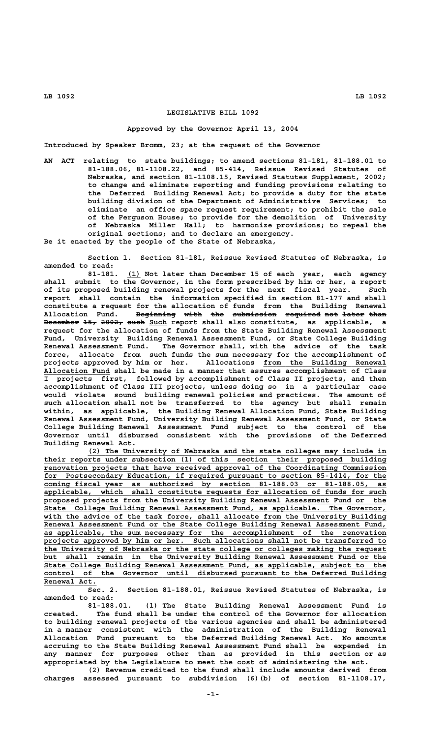# LEGISLATIVE BILL 1092

## Approved by the Governor April 13, 2004

Introduced by Speaker Bromm, 23; at the request of the Governor

AN ACT relating to state buildings; to amend sections 81-181, 81-188.01 to 81-188.06, 81-1108.22, and 85-414, Reissue Revised Statutes of Nebraska, and section 81-1108.15, Revised Statutes Supplement, 2002; to change and eliminate reporting and funding provisions relating to the Deferred Building Renewal Act; to provide a duty for the state building division of the Department of Administrative Services; to eliminate an office space request requirement; to prohibit the sale of the Ferguson House; to provide for the demolition of University of Nebraska Miller Hall; to harmonize provisions; to repeal the original sections; and to declare an emergency.

Be it enacted by the people of the State of Nebraska,

Section 1. Section 81-181, Reissue Revised Statutes of Nebraska, is amended to read:

81-181. (1) Not later than December 15 of each year, each agency shall submit to the Governor, in the form prescribed by him or her, a report of its proposed building renewal projects for the next fiscal year. Such report shall contain the information specified in section 81-177 and shall constitute a request for the allocation of funds from the Building Renewal Allocation Fund. ~~Beginning with the submission required not later than December 15, 2002, such~~ Such report shall also constitute, as applicable, a request for the allocation of funds from the State Building Renewal Assessment Fund, University Building Renewal Assessment Fund, or State College Building Renewal Assessment Fund. The Governor shall, with the advice of the task force, allocate from such funds the sum necessary for the accomplishment of projects approved by him or her. Allocations from the Building Renewal Allocation Fund shall be made in a manner that assures accomplishment of Class I projects first, followed by accomplishment of Class II projects, and then accomplishment of Class III projects, unless doing so in a particular case would violate sound building renewal policies and practices. The amount of such allocation shall not be transferred to the agency but shall remain within, as applicable, the Building Renewal Allocation Fund, State Building Renewal Assessment Fund, University Building Renewal Assessment Fund, or State College Building Renewal Assessment Fund subject to the control of the Governor until disbursed consistent with the provisions of the Deferred Building Renewal Act.

(2) The University of Nebraska and the state colleges may include in their reports under subsection (1) of this section their proposed building renovation projects that have received approval of the Coordinating Commission for Postsecondary Education, if required pursuant to section 85-1414, for the coming fiscal year as authorized by section 81-188.03 or 81-188.05, as applicable, which shall constitute requests for allocation of funds for such proposed projects from the University Building Renewal Assessment Fund or the State College Building Renewal Assessment Fund, as applicable. The Governor, with the advice of the task force, shall allocate from the University Building Renewal Assessment Fund or the State College Building Renewal Assessment Fund, as applicable, the sum necessary for the accomplishment of the renovation projects approved by him or her. Such allocations shall not be transferred to the University of Nebraska or the state college or colleges making the request but shall remain in the University Building Renewal Assessment Fund or the State College Building Renewal Assessment Fund, as applicable, subject to the control of the Governor until disbursed pursuant to the Deferred Building Renewal Act.

Sec. 2. Section 81-188.01, Reissue Revised Statutes of Nebraska, is amended to read:

81-188.01. (1) The State Building Renewal Assessment Fund is created. The fund shall be under the control of the Governor for allocation to building renewal projects of the various agencies and shall be administered in a manner consistent with the administration of the Building Renewal Allocation Fund pursuant to the Deferred Building Renewal Act. No amounts accruing to the State Building Renewal Assessment Fund shall be expended in any manner for purposes other than as provided in this section or as appropriated by the Legislature to meet the cost of administering the act.

(2) Revenue credited to the fund shall include amounts derived from charges assessed pursuant to subdivision (6)(b) of section 81-1108.17,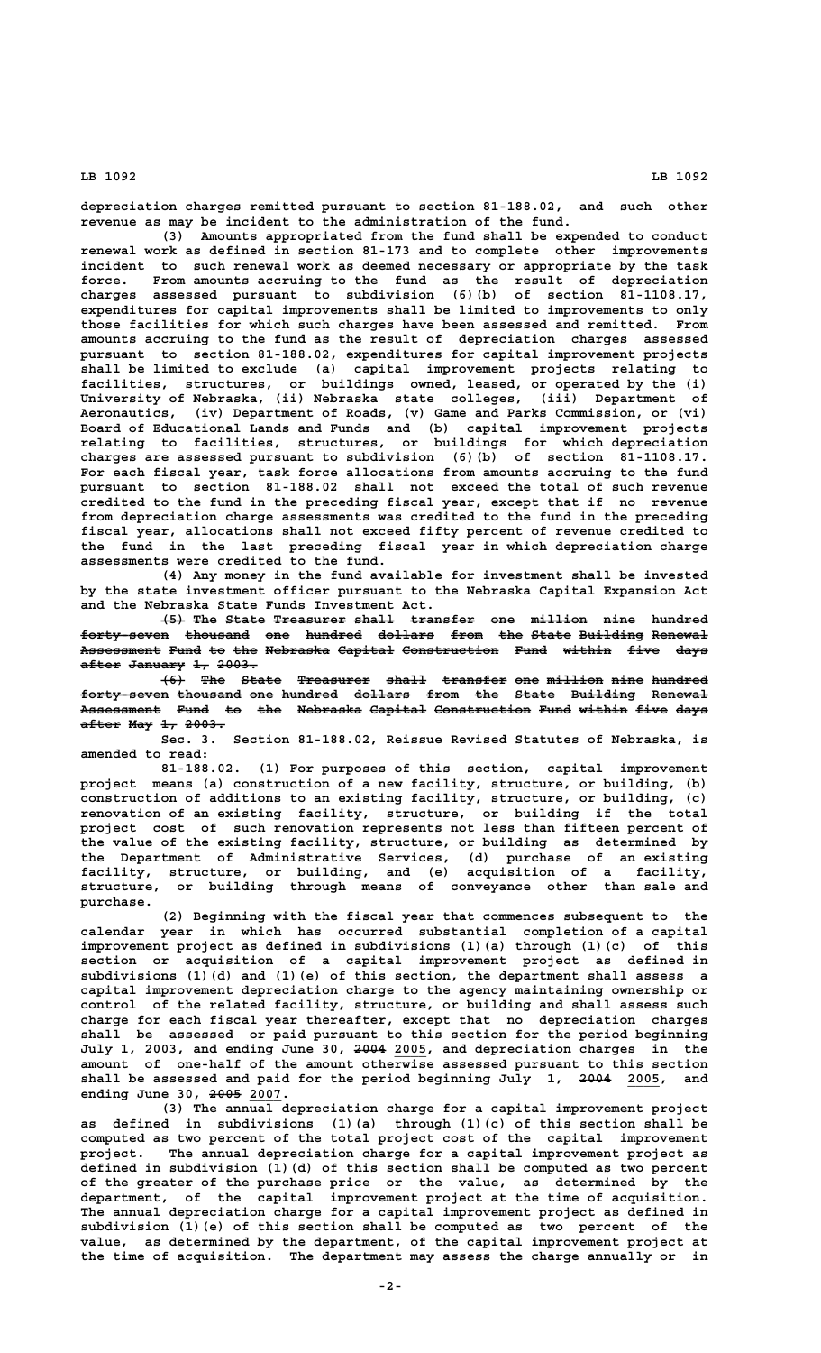depreciation charges remitted pursuant to section 81-188.02, and such other revenue as may be incident to the administration of the fund.

(3) Amounts appropriated from the fund shall be expended to conduct renewal work as defined in section 81-173 and to complete other improvements incident to such renewal work as deemed necessary or appropriate by the task force. From amounts accruing to the fund as the result of depreciation charges assessed pursuant to subdivision (6)(b) of section 81-1108.17, expenditures for capital improvements shall be limited to improvements to only those facilities for which such charges have been assessed and remitted. From amounts accruing to the fund as the result of depreciation charges assessed pursuant to section 81-188.02, expenditures for capital improvement projects shall be limited to exclude (a) capital improvement projects relating to facilities, structures, or buildings owned, leased, or operated by the (i) University of Nebraska, (ii) Nebraska state colleges, (iii) Department of Aeronautics, (iv) Department of Roads, (v) Game and Parks Commission, or (vi) Board of Educational Lands and Funds and (b) capital improvement projects relating to facilities, structures, or buildings for which depreciation charges are assessed pursuant to subdivision (6)(b) of section 81-1108.17. For each fiscal year, task force allocations from amounts accruing to the fund pursuant to section 81-188.02 shall not exceed the total of such revenue credited to the fund in the preceding fiscal year, except that if no revenue from depreciation charge assessments was credited to the fund in the preceding fiscal year, allocations shall not exceed fifty percent of revenue credited to the fund in the last preceding fiscal year in which depreciation charge assessments were credited to the fund.

(4) Any money in the fund available for investment shall be invested by the state investment officer pursuant to the Nebraska Capital Expansion Act and the Nebraska State Funds Investment Act.

~~(5) The State Treasurer shall transfer one million nine hundred forty-seven thousand one hundred dollars from the State Building Renewal Assessment Fund to the Nebraska Capital Construction Fund within five days after January 1, 2003.~~

~~(6) The State Treasurer shall transfer one million nine hundred forty-seven thousand one hundred dollars from the State Building Renewal Assessment Fund to the Nebraska Capital Construction Fund within five days after May 1, 2003.~~

Sec. 3. Section 81-188.02, Reissue Revised Statutes of Nebraska, is amended to read:

81-188.02. (1) For purposes of this section, capital improvement project means (a) construction of a new facility, structure, or building, (b) construction of additions to an existing facility, structure, or building, (c) renovation of an existing facility, structure, or building if the total project cost of such renovation represents not less than fifteen percent of the value of the existing facility, structure, or building as determined by the Department of Administrative Services, (d) purchase of an existing facility, structure, or building, and (e) acquisition of a facility, structure, or building through means of conveyance other than sale and purchase.

(2) Beginning with the fiscal year that commences subsequent to the calendar year in which has occurred substantial completion of a capital improvement project as defined in subdivisions (1)(a) through (1)(c) of this section or acquisition of a capital improvement project as defined in subdivisions (1)(d) and (1)(e) of this section, the department shall assess a capital improvement depreciation charge to the agency maintaining ownership or control of the related facility, structure, or building and shall assess such charge for each fiscal year thereafter, except that no depreciation charges shall be assessed or paid pursuant to this section for the period beginning July 1, 2003, and ending June 30, ~~2004~~ 2005, and depreciation charges in the amount of one-half of the amount otherwise assessed pursuant to this section shall be assessed and paid for the period beginning July 1, ~~2004~~ 2005, and ending June 30, ~~2005~~ 2007.

(3) The annual depreciation charge for a capital improvement project as defined in subdivisions (1)(a) through (1)(c) of this section shall be computed as two percent of the total project cost of the capital improvement project. The annual depreciation charge for a capital improvement project as defined in subdivision (1)(d) of this section shall be computed as two percent of the greater of the purchase price or the value, as determined by the department, of the capital improvement project at the time of acquisition. The annual depreciation charge for a capital improvement project as defined in subdivision (1)(e) of this section shall be computed as two percent of the value, as determined by the department, of the capital improvement project at the time of acquisition. The department may assess the charge annually or in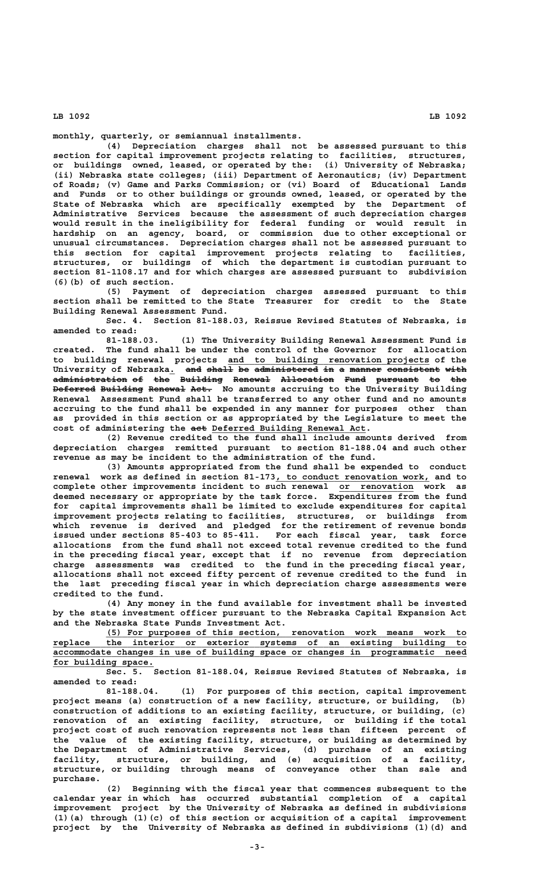monthly, quarterly, or semiannual installments.

(4) Depreciation charges shall not be assessed pursuant to this section for capital improvement projects relating to facilities, structures, or buildings owned, leased, or operated by the: (i) University of Nebraska; (ii) Nebraska state colleges; (iii) Department of Aeronautics; (iv) Department of Roads; (v) Game and Parks Commission; or (vi) Board of Educational Lands and Funds or to other buildings or grounds owned, leased, or operated by the State of Nebraska which are specifically exempted by the Department of Administrative Services because the assessment of such depreciation charges would result in the ineligibility for federal funding or would result in hardship on an agency, board, or commission due to other exceptional or unusual circumstances. Depreciation charges shall not be assessed pursuant to this section for capital improvement projects relating to facilities, structures, or buildings of which the department is custodian pursuant to section 81-1108.17 and for which charges are assessed pursuant to subdivision (6)(b) of such section.

(5) Payment of depreciation charges assessed pursuant to this section shall be remitted to the State Treasurer for credit to the State Building Renewal Assessment Fund.

Sec. 4. Section 81-188.03, Reissue Revised Statutes of Nebraska, is amended to read:

81-188.03. (1) The University Building Renewal Assessment Fund is created. The fund shall be under the control of the Governor for allocation to building renewal projects and to building renovation projects of the University of Nebraska. ~~and shall be administered in a manner consistent with administration of the Building Renewal Allocation Fund pursuant to the Deferred Building Renewal Act.~~ No amounts accruing to the University Building Renewal Assessment Fund shall be transferred to any other fund and no amounts accruing to the fund shall be expended in any manner for purposes other than as provided in this section or as appropriated by the Legislature to meet the cost of administering the ~~act~~ Deferred Building Renewal Act.

(2) Revenue credited to the fund shall include amounts derived from depreciation charges remitted pursuant to section 81-188.04 and such other revenue as may be incident to the administration of the fund.

(3) Amounts appropriated from the fund shall be expended to conduct renewal work as defined in section 81-173, to conduct renovation work, and to complete other improvements incident to such renewal or renovation work as deemed necessary or appropriate by the task force. Expenditures from the fund for capital improvements shall be limited to exclude expenditures for capital improvement projects relating to facilities, structures, or buildings from which revenue is derived and pledged for the retirement of revenue bonds issued under sections 85-403 to 85-411. For each fiscal year, task force allocations from the fund shall not exceed total revenue credited to the fund in the preceding fiscal year, except that if no revenue from depreciation charge assessments was credited to the fund in the preceding fiscal year, allocations shall not exceed fifty percent of revenue credited to the fund in the last preceding fiscal year in which depreciation charge assessments were credited to the fund.

(4) Any money in the fund available for investment shall be invested by the state investment officer pursuant to the Nebraska Capital Expansion Act and the Nebraska State Funds Investment Act.

(5) For purposes of this section, renovation work means work to replace the interior or exterior systems of an existing building to accommodate changes in use of building space or changes in programmatic need for building space.

Sec. 5. Section 81-188.04, Reissue Revised Statutes of Nebraska, is amended to read:

81-188.04. (1) For purposes of this section, capital improvement project means (a) construction of a new facility, structure, or building, (b) construction of additions to an existing facility, structure, or building, (c) renovation of an existing facility, structure, or building if the total project cost of such renovation represents not less than fifteen percent of the value of the existing facility, structure, or building as determined by the Department of Administrative Services, (d) purchase of an existing facility, structure, or building, and (e) acquisition of a facility, structure, or building through means of conveyance other than sale and purchase.

(2) Beginning with the fiscal year that commences subsequent to the calendar year in which has occurred substantial completion of a capital improvement project by the University of Nebraska as defined in subdivisions (1)(a) through (1)(c) of this section or acquisition of a capital improvement project by the University of Nebraska as defined in subdivisions (1)(d) and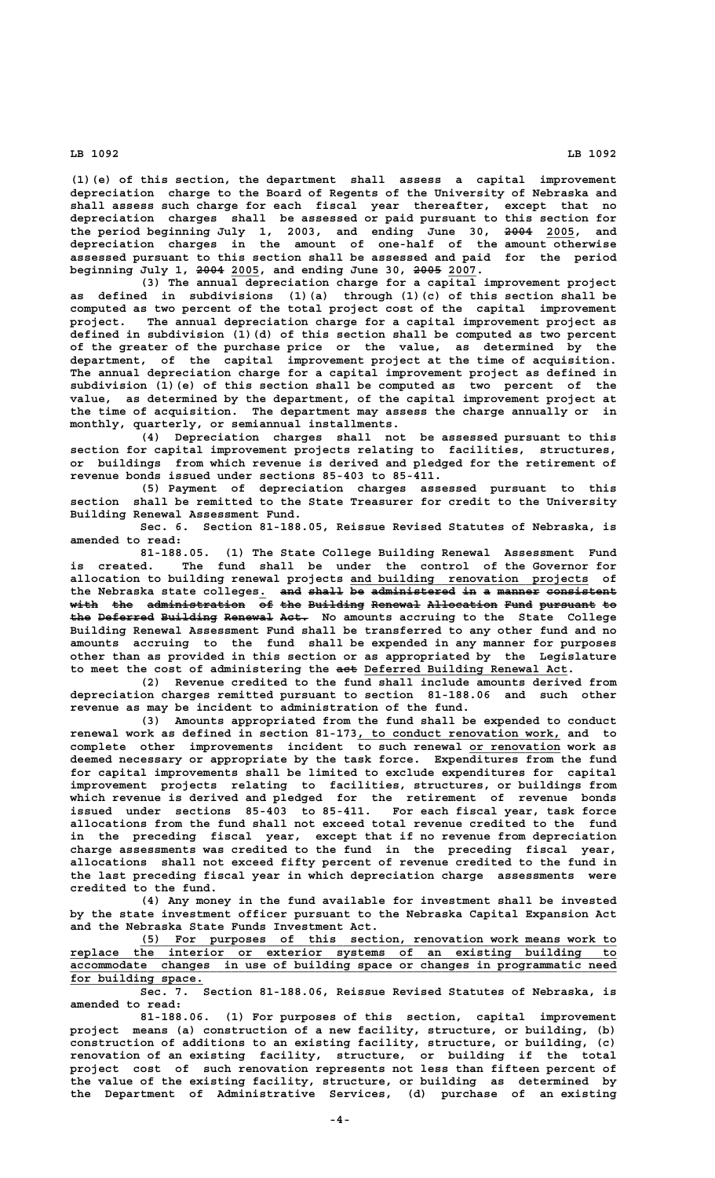(1)(e) of this section, the department shall assess a capital improvement depreciation charge to the Board of Regents of the University of Nebraska and shall assess such charge for each fiscal year thereafter, except that no depreciation charges shall be assessed or paid pursuant to this section for the period beginning July 1, 2003, and ending June 30, ~~2004~~ 2005, and depreciation charges in the amount of one-half of the amount otherwise assessed pursuant to this section shall be assessed and paid for the period beginning July 1, ~~2004~~ 2005, and ending June 30, ~~2005~~ 2007.

(3) The annual depreciation charge for a capital improvement project as defined in subdivisions (1)(a) through (1)(c) of this section shall be computed as two percent of the total project cost of the capital improvement project. The annual depreciation charge for a capital improvement project as defined in subdivision (1)(d) of this section shall be computed as two percent of the greater of the purchase price or the value, as determined by the department, of the capital improvement project at the time of acquisition. The annual depreciation charge for a capital improvement project as defined in subdivision (1)(e) of this section shall be computed as two percent of the value, as determined by the department, of the capital improvement project at the time of acquisition. The department may assess the charge annually or in monthly, quarterly, or semiannual installments.

(4) Depreciation charges shall not be assessed pursuant to this section for capital improvement projects relating to facilities, structures, or buildings from which revenue is derived and pledged for the retirement of revenue bonds issued under sections 85-403 to 85-411.

(5) Payment of depreciation charges assessed pursuant to this section shall be remitted to the State Treasurer for credit to the University Building Renewal Assessment Fund.

Sec. 6. Section 81-188.05, Reissue Revised Statutes of Nebraska, is amended to read:

81-188.05. (1) The State College Building Renewal Assessment Fund is created. The fund shall be under the control of the Governor for allocation to building renewal projects and building renovation projects of the Nebraska state colleges. ~~and shall be administered in a manner consistent with the administration of the Building Renewal Allocation Fund pursuant to the Deferred Building Renewal Act.~~ No amounts accruing to the State College Building Renewal Assessment Fund shall be transferred to any other fund and no amounts accruing to the fund shall be expended in any manner for purposes other than as provided in this section or as appropriated by the Legislature to meet the cost of administering the ~~act~~ Deferred Building Renewal Act.

(2) Revenue credited to the fund shall include amounts derived from depreciation charges remitted pursuant to section 81-188.06 and such other revenue as may be incident to administration of the fund.

(3) Amounts appropriated from the fund shall be expended to conduct renewal work as defined in section 81-173, to conduct renovation work, and to complete other improvements incident to such renewal or renovation work as deemed necessary or appropriate by the task force. Expenditures from the fund for capital improvements shall be limited to exclude expenditures for capital improvement projects relating to facilities, structures, or buildings from which revenue is derived and pledged for the retirement of revenue bonds issued under sections 85-403 to 85-411. For each fiscal year, task force allocations from the fund shall not exceed total revenue credited to the fund in the preceding fiscal year, except that if no revenue from depreciation charge assessments was credited to the fund in the preceding fiscal year, allocations shall not exceed fifty percent of revenue credited to the fund in the last preceding fiscal year in which depreciation charge assessments were credited to the fund.

(4) Any money in the fund available for investment shall be invested by the state investment officer pursuant to the Nebraska Capital Expansion Act and the Nebraska State Funds Investment Act.

(5) For purposes of this section, renovation work means work to replace the interior or exterior systems of an existing building to accommodate changes in use of building space or changes in programmatic need for building space.

Sec. 7. Section 81-188.06, Reissue Revised Statutes of Nebraska, is amended to read:

81-188.06. (1) For purposes of this section, capital improvement project means (a) construction of a new facility, structure, or building, (b) construction of additions to an existing facility, structure, or building, (c) renovation of an existing facility, structure, or building if the total project cost of such renovation represents not less than fifteen percent of the value of the existing facility, structure, or building as determined by the Department of Administrative Services, (d) purchase of an existing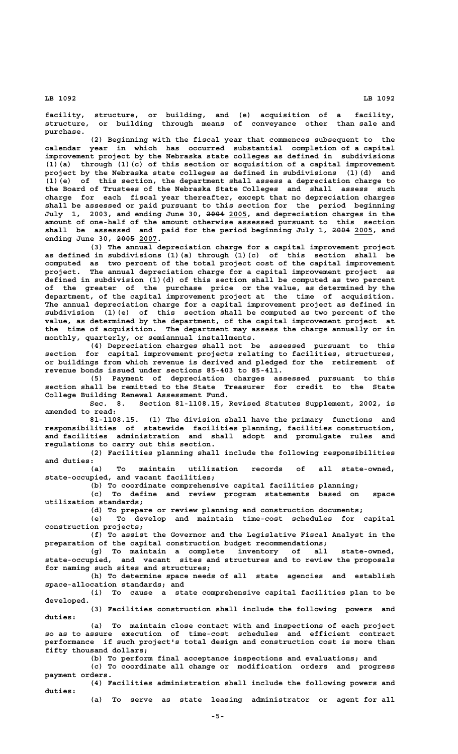facility, structure, or building, and (e) acquisition of a facility, structure, or building through means of conveyance other than sale and purchase.

(2) Beginning with the fiscal year that commences subsequent to the calendar year in which has occurred substantial completion of a capital improvement project by the Nebraska state colleges as defined in subdivisions (1)(a) through (1)(c) of this section or acquisition of a capital improvement project by the Nebraska state colleges as defined in subdivisions (1)(d) and (1)(e) of this section, the department shall assess a depreciation charge to the Board of Trustees of the Nebraska State Colleges and shall assess such charge for each fiscal year thereafter, except that no depreciation charges shall be assessed or paid pursuant to this section for the period beginning July 1, 2003, and ending June 30, ~~2004~~ 2005, and depreciation charges in the amount of one-half of the amount otherwise assessed pursuant to this section shall be assessed and paid for the period beginning July 1, ~~2004~~ 2005, and ending June 30, ~~2005~~ 2007.

(3) The annual depreciation charge for a capital improvement project as defined in subdivisions (1)(a) through (1)(c) of this section shall be computed as two percent of the total project cost of the capital improvement project. The annual depreciation charge for a capital improvement project as defined in subdivision (1)(d) of this section shall be computed as two percent of the greater of the purchase price or the value, as determined by the department, of the capital improvement project at the time of acquisition. The annual depreciation charge for a capital improvement project as defined in subdivision (1)(e) of this section shall be computed as two percent of the value, as determined by the department, of the capital improvement project at the time of acquisition. The department may assess the charge annually or in monthly, quarterly, or semiannual installments.

(4) Depreciation charges shall not be assessed pursuant to this section for capital improvement projects relating to facilities, structures, or buildings from which revenue is derived and pledged for the retirement of revenue bonds issued under sections 85-403 to 85-411.

(5) Payment of depreciation charges assessed pursuant to this section shall be remitted to the State Treasurer for credit to the State College Building Renewal Assessment Fund.

Sec. 8. Section 81-1108.15, Revised Statutes Supplement, 2002, is amended to read:

81-1108.15. (1) The division shall have the primary functions and responsibilities of statewide facilities planning, facilities construction, and facilities administration and shall adopt and promulgate rules and regulations to carry out this section.

(2) Facilities planning shall include the following responsibilities and duties:

(a) To maintain utilization records of all state-owned, state-occupied, and vacant facilities;

(b) To coordinate comprehensive capital facilities planning;

(c) To define and review program statements based on space utilization standards;

(d) To prepare or review planning and construction documents;

(e) To develop and maintain time-cost schedules for capital construction projects;

(f) To assist the Governor and the Legislative Fiscal Analyst in the preparation of the capital construction budget recommendations;

(g) To maintain a complete inventory of all state-owned, state-occupied, and vacant sites and structures and to review the proposals for naming such sites and structures;

(h) To determine space needs of all state agencies and establish space-allocation standards; and

(i) To cause a state comprehensive capital facilities plan to be developed.

(3) Facilities construction shall include the following powers and duties:

(a) To maintain close contact with and inspections of each project so as to assure execution of time-cost schedules and efficient contract performance if such project's total design and construction cost is more than fifty thousand dollars;

(b) To perform final acceptance inspections and evaluations; and

(c) To coordinate all change or modification orders and progress payment orders.

(4) Facilities administration shall include the following powers and duties:

(a) To serve as state leasing administrator or agent for all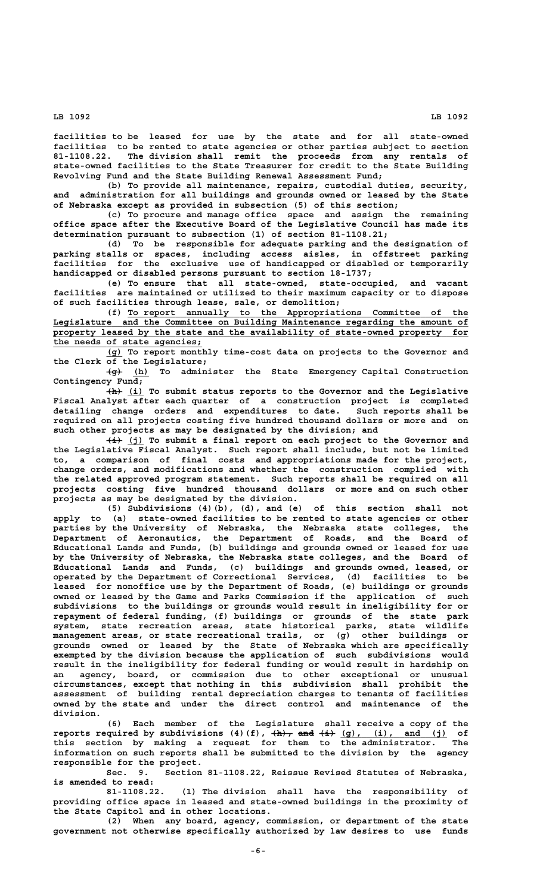facilities to be leased for use by the state and for all state-owned facilities to be rented to state agencies or other parties subject to section 81-1108.22. The division shall remit the proceeds from any rentals of state-owned facilities to the State Treasurer for credit to the State Building Revolving Fund and the State Building Renewal Assessment Fund;

(b) To provide all maintenance, repairs, custodial duties, security, and administration for all buildings and grounds owned or leased by the State of Nebraska except as provided in subsection (5) of this section;

(c) To procure and manage office space and assign the remaining office space after the Executive Board of the Legislative Council has made its determination pursuant to subsection (1) of section 81-1108.21;

(d) To be responsible for adequate parking and the designation of parking stalls or spaces, including access aisles, in offstreet parking facilities for the exclusive use of handicapped or disabled or temporarily handicapped or disabled persons pursuant to section 18-1737;

(e) To ensure that all state-owned, state-occupied, and vacant facilities are maintained or utilized to their maximum capacity or to dispose of such facilities through lease, sale, or demolition;

(f) To report annually to the Appropriations Committee of the Legislature and the Committee on Building Maintenance regarding the amount of property leased by the state and the availability of state-owned property for the needs of state agencies;

(g) To report monthly time-cost data on projects to the Governor and the Clerk of the Legislature;

~~(g)~~ (h) To administer the State Emergency Capital Construction Contingency Fund;

~~(h)~~ (i) To submit status reports to the Governor and the Legislative Fiscal Analyst after each quarter of a construction project is completed detailing change orders and expenditures to date. Such reports shall be required on all projects costing five hundred thousand dollars or more and on such other projects as may be designated by the division; and

~~(i)~~ (j) To submit a final report on each project to the Governor and the Legislative Fiscal Analyst. Such report shall include, but not be limited to, a comparison of final costs and appropriations made for the project, change orders, and modifications and whether the construction complied with the related approved program statement. Such reports shall be required on all projects costing five hundred thousand dollars or more and on such other projects as may be designated by the division.

(5) Subdivisions (4)(b), (d), and (e) of this section shall not apply to (a) state-owned facilities to be rented to state agencies or other parties by the University of Nebraska, the Nebraska state colleges, the Department of Aeronautics, the Department of Roads, and the Board of Educational Lands and Funds, (b) buildings and grounds owned or leased for use by the University of Nebraska, the Nebraska state colleges, and the Board of Educational Lands and Funds, (c) buildings and grounds owned, leased, or operated by the Department of Correctional Services, (d) facilities to be leased for nonoffice use by the Department of Roads, (e) buildings or grounds owned or leased by the Game and Parks Commission if the application of such subdivisions to the buildings or grounds would result in ineligibility for or repayment of federal funding, (f) buildings or grounds of the state park system, state recreation areas, state historical parks, state wildlife management areas, or state recreational trails, or (g) other buildings or grounds owned or leased by the State of Nebraska which are specifically exempted by the division because the application of such subdivisions would result in the ineligibility for federal funding or would result in hardship on an agency, board, or commission due to other exceptional or unusual circumstances, except that nothing in this subdivision shall prohibit the assessment of building rental depreciation charges to tenants of facilities owned by the state and under the direct control and maintenance of the division.

(6) Each member of the Legislature shall receive a copy of the reports required by subdivisions (4)(f), ~~(h), and (i)~~ (g), (i), and (j) of this section by making a request for them to the administrator. The information on such reports shall be submitted to the division by the agency responsible for the project.

Sec. 9. Section 81-1108.22, Reissue Revised Statutes of Nebraska, is amended to read:

81-1108.22. (1) The division shall have the responsibility of providing office space in leased and state-owned buildings in the proximity of the State Capitol and in other locations.

(2) When any board, agency, commission, or department of the state government not otherwise specifically authorized by law desires to use funds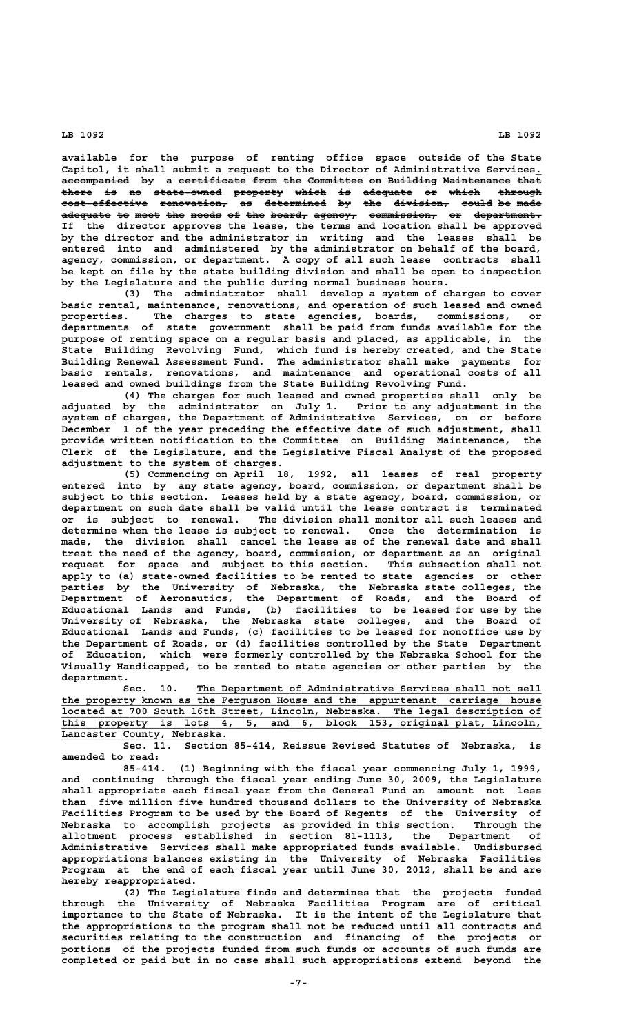available for the purpose of renting office space outside of the State Capitol, it shall submit a request to the Director of Administrative Services. ~~accompanied by a certificate from the Committee on Building Maintenance that there is no state-owned property which is adequate or which through cost-effective renovation, as determined by the division, could be made adequate to meet the needs of the board, agency, commission, or department.~~ If the director approves the lease, the terms and location shall be approved by the director and the administrator in writing and the leases shall be entered into and administered by the administrator on behalf of the board, agency, commission, or department. A copy of all such lease contracts shall be kept on file by the state building division and shall be open to inspection by the Legislature and the public during normal business hours.

(3) The administrator shall develop a system of charges to cover basic rental, maintenance, renovations, and operation of such leased and owned properties. The charges to state agencies, boards, commissions, or departments of state government shall be paid from funds available for the purpose of renting space on a regular basis and placed, as applicable, in the State Building Revolving Fund, which fund is hereby created, and the State Building Renewal Assessment Fund. The administrator shall make payments for basic rentals, renovations, and maintenance and operational costs of all leased and owned buildings from the State Building Revolving Fund.

(4) The charges for such leased and owned properties shall only be adjusted by the administrator on July 1. Prior to any adjustment in the system of charges, the Department of Administrative Services, on or before December 1 of the year preceding the effective date of such adjustment, shall provide written notification to the Committee on Building Maintenance, the Clerk of the Legislature, and the Legislative Fiscal Analyst of the proposed adjustment to the system of charges.

(5) Commencing on April 18, 1992, all leases of real property entered into by any state agency, board, commission, or department shall be subject to this section. Leases held by a state agency, board, commission, or department on such date shall be valid until the lease contract is terminated or is subject to renewal. The division shall monitor all such leases and determine when the lease is subject to renewal. Once the determination is made, the division shall cancel the lease as of the renewal date and shall treat the need of the agency, board, commission, or department as an original request for space and subject to this section. This subsection shall not apply to (a) state-owned facilities to be rented to state agencies or other parties by the University of Nebraska, the Nebraska state colleges, the Department of Aeronautics, the Department of Roads, and the Board of Educational Lands and Funds, (b) facilities to be leased for use by the University of Nebraska, the Nebraska state colleges, and the Board of Educational Lands and Funds, (c) facilities to be leased for nonoffice use by the Department of Roads, or (d) facilities controlled by the State Department of Education, which were formerly controlled by the Nebraska School for the Visually Handicapped, to be rented to state agencies or other parties by the department.

Sec. 10. The Department of Administrative Services shall not sell the property known as the Ferguson House and the appurtenant carriage house located at 700 South 16th Street, Lincoln, Nebraska. The legal description of this property is lots 4, 5, and 6, block 153, original plat, Lincoln, Lancaster County, Nebraska.

Sec. 11. Section 85-414, Reissue Revised Statutes of Nebraska, is amended to read:

85-414. (1) Beginning with the fiscal year commencing July 1, 1999, and continuing through the fiscal year ending June 30, 2009, the Legislature shall appropriate each fiscal year from the General Fund an amount not less than five million five hundred thousand dollars to the University of Nebraska Facilities Program to be used by the Board of Regents of the University of Nebraska to accomplish projects as provided in this section. Through the allotment process established in section 81-1113, the Department of Administrative Services shall make appropriated funds available. Undisbursed appropriations balances existing in the University of Nebraska Facilities Program at the end of each fiscal year until June 30, 2012, shall be and are hereby reappropriated.

(2) The Legislature finds and determines that the projects funded through the University of Nebraska Facilities Program are of critical importance to the State of Nebraska. It is the intent of the Legislature that the appropriations to the program shall not be reduced until all contracts and securities relating to the construction and financing of the projects or portions of the projects funded from such funds or accounts of such funds are completed or paid but in no case shall such appropriations extend beyond the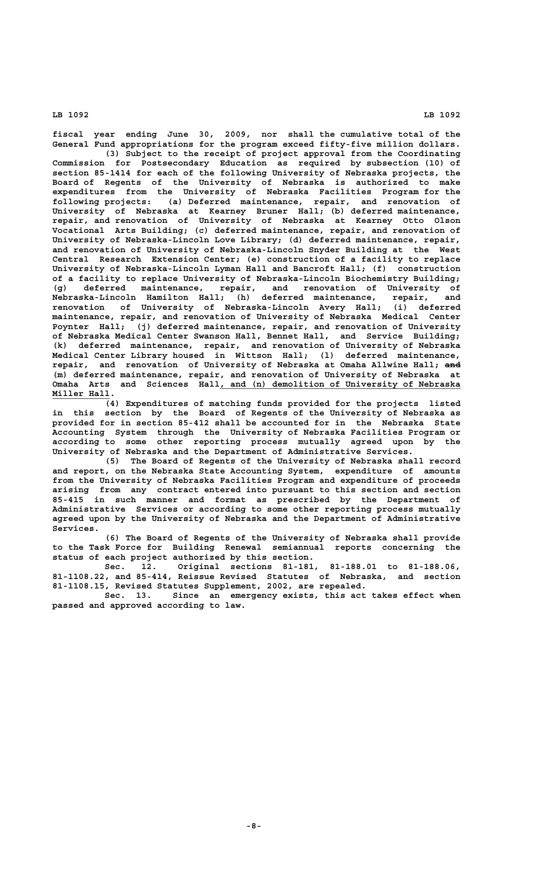fiscal year ending June 30, 2009, nor shall the cumulative total of the General Fund appropriations for the program exceed fifty-five million dollars.

(3) Subject to the receipt of project approval from the Coordinating Commission for Postsecondary Education as required by subsection (10) of section 85-1414 for each of the following University of Nebraska projects, the Board of Regents of the University of Nebraska is authorized to make expenditures from the University of Nebraska Facilities Program for the following projects: (a) Deferred maintenance, repair, and renovation of University of Nebraska at Kearney Bruner Hall; (b) deferred maintenance, repair, and renovation of University of Nebraska at Kearney Otto Olson Vocational Arts Building; (c) deferred maintenance, repair, and renovation of University of Nebraska-Lincoln Love Library; (d) deferred maintenance, repair, and renovation of University of Nebraska-Lincoln Snyder Building at the West Central Research Extension Center; (e) construction of a facility to replace University of Nebraska-Lincoln Lyman Hall and Bancroft Hall; (f) construction of a facility to replace University of Nebraska-Lincoln Biochemistry Building; (g) deferred maintenance, repair, and renovation of University of Nebraska-Lincoln Hamilton Hall; (h) deferred maintenance, repair, and renovation of University of Nebraska-Lincoln Avery Hall; (i) deferred maintenance, repair, and renovation of University of Nebraska Medical Center Poynter Hall; (j) deferred maintenance, repair, and renovation of University of Nebraska Medical Center Swanson Hall, Bennet Hall, and Service Building; (k) deferred maintenance, repair, and renovation of University of Nebraska Medical Center Library housed in Wittson Hall; (l) deferred maintenance, repair, and renovation of University of Nebraska at Omaha Allwine Hall; ~~and~~ (m) deferred maintenance, repair, and renovation of University of Nebraska at Omaha Arts and Sciences Hall, and (n) demolition of University of Nebraska Miller Hall.

(4) Expenditures of matching funds provided for the projects listed in this section by the Board of Regents of the University of Nebraska as provided for in section 85-412 shall be accounted for in the Nebraska State Accounting System through the University of Nebraska Facilities Program or according to some other reporting process mutually agreed upon by the University of Nebraska and the Department of Administrative Services.

(5) The Board of Regents of the University of Nebraska shall record and report, on the Nebraska State Accounting System, expenditure of amounts from the University of Nebraska Facilities Program and expenditure of proceeds arising from any contract entered into pursuant to this section and section 85-415 in such manner and format as prescribed by the Department of Administrative Services or according to some other reporting process mutually agreed upon by the University of Nebraska and the Department of Administrative Services.

(6) The Board of Regents of the University of Nebraska shall provide to the Task Force for Building Renewal semiannual reports concerning the status of each project authorized by this section.

Sec. 12. Original sections 81-181, 81-188.01 to 81-188.06, 81-1108.22, and 85-414, Reissue Revised Statutes of Nebraska, and section 81-1108.15, Revised Statutes Supplement, 2002, are repealed.

Sec. 13. Since an emergency exists, this act takes effect when passed and approved according to law.